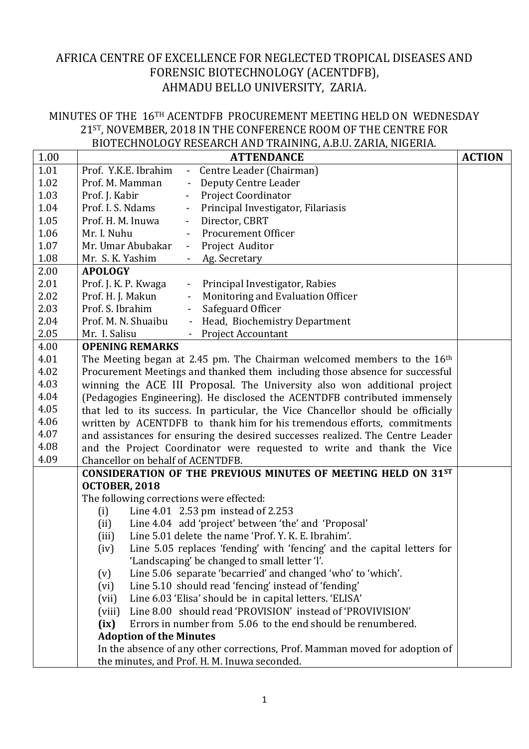AFRICA CENTRE OF EXCELLENCE FOR NEGLECTED TROPICAL DISEASES AND FORENSIC BIOTECHNOLOGY (ACENTDFB), AHMADU BELLO UNIVERSITY, ZARIA.

MINUTES OF THE 16TH ACENTDFB PROCUREMENT MEETING HELD ON WEDNESDAY 21ST, NOVEMBER, 2018 IN THE CONFERENCE ROOM OF THE CENTRE FOR BIOTECHNOLOGY RESEARCH AND TRAINING, A.B.U. ZARIA, NIGERIA.

| 1.00 | **ATTENDANCE** | **ACTION** |
|---|---|---|
| 1.01 | Prof. Y.K.E. Ibrahim - Centre Leader (Chairman) | |
| 1.02 | Prof. M. Mamman - Deputy Centre Leader | |
| 1.03 | Prof. J. Kabir - Project Coordinator | |
| 1.04 | Prof. I. S. Ndams - Principal Investigator, Filariasis | |
| 1.05 | Prof. H. M. Inuwa - Director, CBRT | |
| 1.06 | Mr. I. Nuhu - Procurement Officer | |
| 1.07 | Mr. Umar Abubakar - Project Auditor | |
| 1.08 | Mr. S. K. Yashim - Ag. Secretary | |
| 2.00 | **APOLOGY** | |
| 2.01 | Prof. J. K. P. Kwaga - Principal Investigator, Rabies | |
| 2.02 | Prof. H. J. Makun - Monitoring and Evaluation Officer | |
| 2.03 | Prof. S. Ibrahim - Safeguard Officer | |
| 2.04 | Prof. M. N. Shuaibu - Head, Biochemistry Department | |
| 2.05 | Mr. I. Salisu - Project Accountant | |
| 4.00 | **OPENING REMARKS** | |
| 4.01<br>4.02<br>4.03<br>4.04<br>4.05<br>4.06<br>4.07<br>4.08<br>4.09 | The Meeting began at 2.45 pm. The Chairman welcomed members to the 16th Procurement Meetings and thanked them including those absence for successful winning the ACE III Proposal. The University also won additional project (Pedagogies Engineering). He disclosed the ACENTDFB contributed immensely that led to its success. In particular, the Vice Chancellor should be officially written by ACENTDFB to thank him for his tremendous efforts, commitments and assistances for ensuring the desired successes realized. The Centre Leader and the Project Coordinator were requested to write and thank the Vice Chancellor on behalf of ACENTDFB. | |
| | **CONSIDERATION OF THE PREVIOUS MINUTES OF MEETING HELD ON 31ST OCTOBER, 2018**<br>The following corrections were effected:<br>(i) Line 4.01 2.53 pm instead of 2.253<br>(ii) Line 4.04 add 'project' between 'the' and 'Proposal'<br>(iii) Line 5.01 delete the name 'Prof. Y. K. E. Ibrahim'.<br>(iv) Line 5.05 replaces 'fending' with 'fencing' and the capital letters for 'Landscaping' be changed to small letter 'l'.<br>(v) Line 5.06 separate 'becarried' and changed 'who' to 'which'.<br>(vi) Line 5.10 should read 'fencing' instead of 'fending'<br>(vii) Line 6.03 'Elisa' should be in capital letters. 'ELISA'<br>(viii) Line 8.00 should read 'PROVISION' instead of 'PROVIVISION'<br>**(ix)** Errors in number from 5.06 to the end should be renumbered.<br>**Adoption of the Minutes**<br>In the absence of any other corrections, Prof. Mamman moved for adoption of the minutes, and Prof. H. M. Inuwa seconded. | |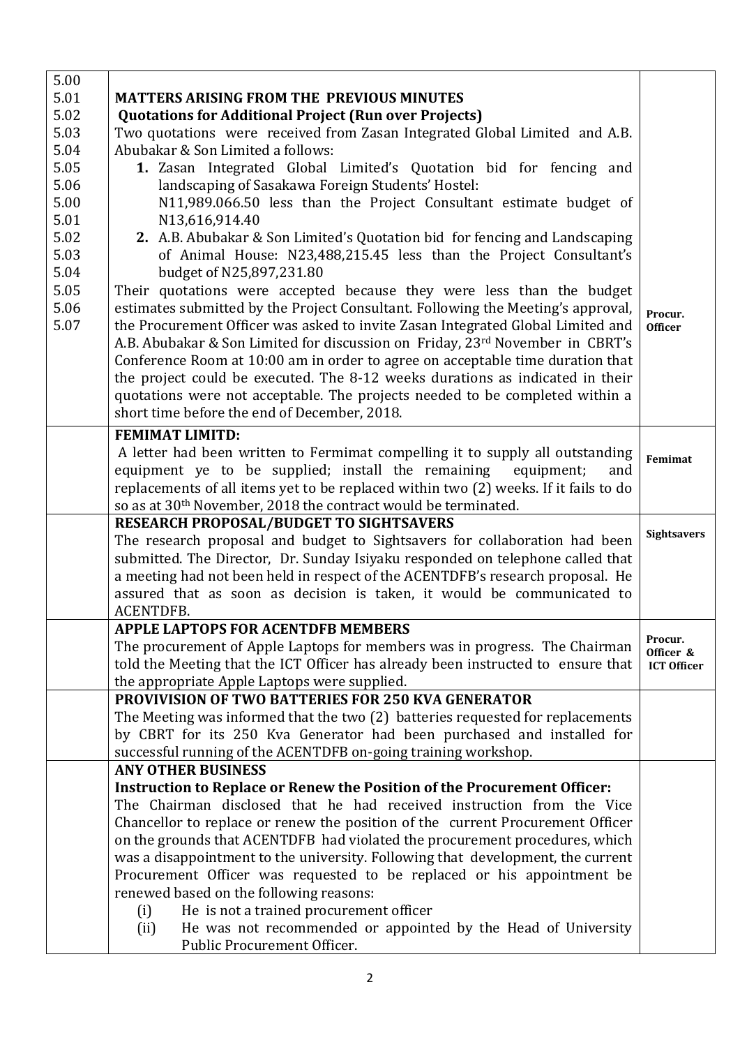| | | |
|---|---|---|
| 5.00<br>5.01<br>5.02<br>5.03<br>5.04<br>5.05<br>5.06<br>5.00<br>5.01<br>5.02<br>5.03<br>5.04<br>5.05<br>5.06<br>5.07 | **MATTERS ARISING FROM THE PREVIOUS MINUTES**<br>**Quotations for Additional Project (Run over Projects)**<br>Two quotations were received from Zasan Integrated Global Limited and A.B. Abubakar & Son Limited a follows:<br>**1.** Zasan Integrated Global Limited's Quotation bid for fencing and landscaping of Sasakawa Foreign Students' Hostel: N11,989.066.50 less than the Project Consultant estimate budget of N13,616,914.40<br>**2.** A.B. Abubakar & Son Limited's Quotation bid for fencing and Landscaping of Animal House: N23,488,215.45 less than the Project Consultant's budget of N25,897,231.80<br>Their quotations were accepted because they were less than the budget estimates submitted by the Project Consultant. Following the Meeting's approval, the Procurement Officer was asked to invite Zasan Integrated Global Limited and A.B. Abubakar & Son Limited for discussion on Friday, 23rd November in CBRT's Conference Room at 10:00 am in order to agree on acceptable time duration that the project could be executed. The 8-12 weeks durations as indicated in their quotations were not acceptable. The projects needed to be completed within a short time before the end of December, 2018. | **Procur. Officer** |
| | **FEMIMAT LIMITD:**<br>A letter had been written to Fermimat compelling it to supply all outstanding equipment ye to be supplied; install the remaining equipment; and replacements of all items yet to be replaced within two (2) weeks. If it fails to do so as at 30th November, 2018 the contract would be terminated. | **Femimat** |
| | **RESEARCH PROPOSAL/BUDGET TO SIGHTSAVERS**<br>The research proposal and budget to Sightsavers for collaboration had been submitted. The Director, Dr. Sunday Isiyaku responded on telephone called that a meeting had not been held in respect of the ACENTDFB's research proposal. He assured that as soon as decision is taken, it would be communicated to ACENTDFB. | **Sightsavers** |
| | **APPLE LAPTOPS FOR ACENTDFB MEMBERS**<br>The procurement of Apple Laptops for members was in progress. The Chairman told the Meeting that the ICT Officer has already been instructed to ensure that the appropriate Apple Laptops were supplied. | **Procur. Officer & ICT Officer** |
| | **PROVIVISION OF TWO BATTERIES FOR 250 KVA GENERATOR**<br>The Meeting was informed that the two (2) batteries requested for replacements by CBRT for its 250 Kva Generator had been purchased and installed for successful running of the ACENTDFB on-going training workshop. | |
| | **ANY OTHER BUSINESS**<br>**Instruction to Replace or Renew the Position of the Procurement Officer:**<br>The Chairman disclosed that he had received instruction from the Vice Chancellor to replace or renew the position of the current Procurement Officer on the grounds that ACENTDFB had violated the procurement procedures, which was a disappointment to the university. Following that development, the current Procurement Officer was requested to be replaced or his appointment be renewed based on the following reasons:<br>(i) He is not a trained procurement officer<br>(ii) He was not recommended or appointed by the Head of University Public Procurement Officer. | |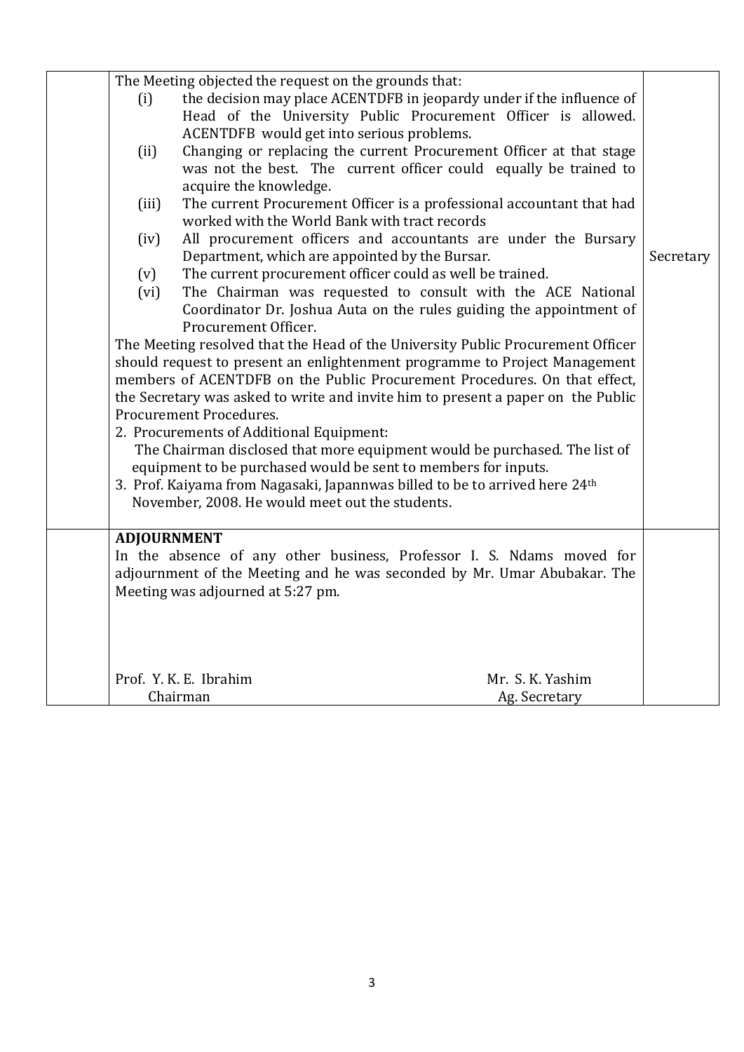| | | |
|---|---|---|
| | The Meeting objected the request on the grounds that:<br>(i) the decision may place ACENTDFB in jeopardy under if the influence of Head of the University Public Procurement Officer is allowed. ACENTDFB would get into serious problems.<br>(ii) Changing or replacing the current Procurement Officer at that stage was not the best. The current officer could equally be trained to acquire the knowledge.<br>(iii) The current Procurement Officer is a professional accountant that had worked with the World Bank with tract records<br>(iv) All procurement officers and accountants are under the Bursary Department, which are appointed by the Bursar.<br>(v) The current procurement officer could as well be trained.<br>(vi) The Chairman was requested to consult with the ACE National Coordinator Dr. Joshua Auta on the rules guiding the appointment of Procurement Officer.<br>The Meeting resolved that the Head of the University Public Procurement Officer should request to present an enlightenment programme to Project Management members of ACENTDFB on the Public Procurement Procedures. On that effect, the Secretary was asked to write and invite him to present a paper on the Public Procurement Procedures.<br>2. Procurements of Additional Equipment:<br>The Chairman disclosed that more equipment would be purchased. The list of equipment to be purchased would be sent to members for inputs.<br>3. Prof. Kaiyama from Nagasaki, Japannwas billed to be to arrived here 24th November, 2008. He would meet out the students. | Secretary |
| | **ADJOURNMENT**<br>In the absence of any other business, Professor I. S. Ndams moved for adjournment of the Meeting and he was seconded by Mr. Umar Abubakar. The Meeting was adjourned at 5:27 pm.<br><br>Prof. Y. K. E. Ibrahim — Chairman<br>Mr. S. K. Yashim — Ag. Secretary | |